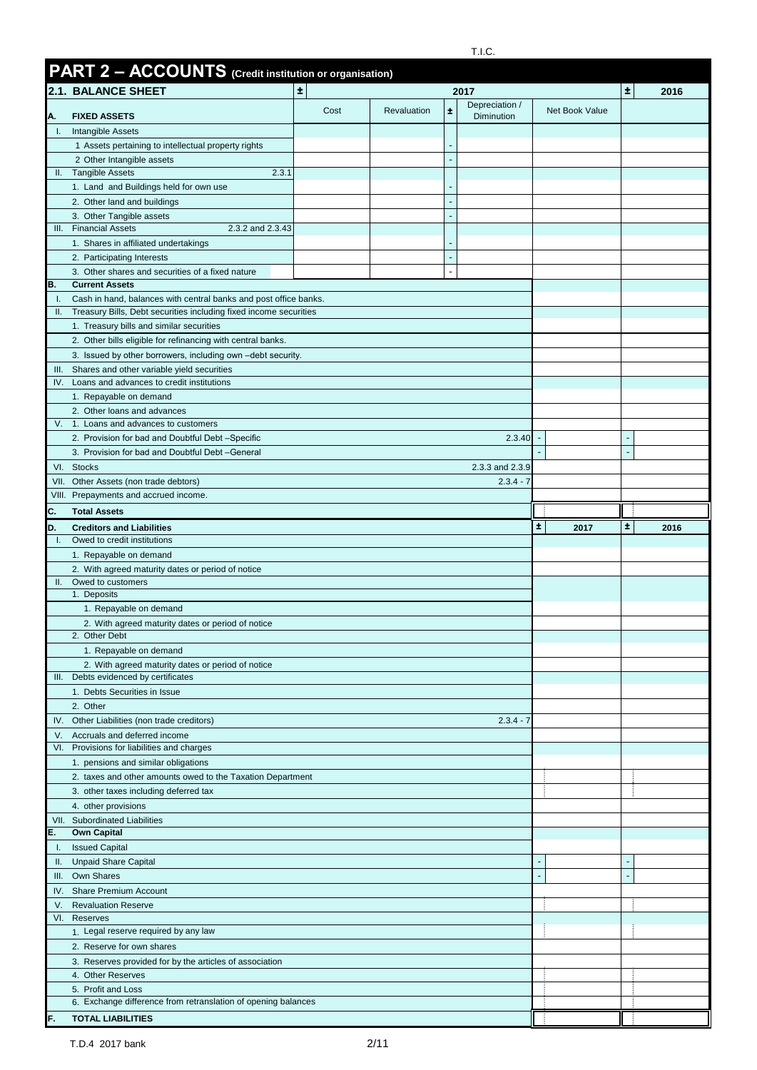T.I.C.

# PART 2 – ACCOUNTS (Credit institution or organisation)

## 2.1. BALANCE SHEET

| | | ± | 2017 | | | | | ± | 2016 |
|---|---|---|---|---|---|---|---|---|---|
| **A.** | **FIXED ASSETS** | | Cost | Revaluation | ± | Depreciation / Diminution | Net Book Value | | |
| I. | Intangible Assets | | | | | | | | |
| | 1 Assets pertaining to intellectual property rights | | | | - | | | | |
| | 2 Other Intangible assets | | | | - | | | | |
| II. | Tangible Assets 2.3.1 | | | | | | | | |
| | 1. Land and Buildings held for own use | | | | - | | | | |
| | 2. Other land and buildings | | | | - | | | | |
| | 3. Other Tangible assets | | | | - | | | | |
| III. | Financial Assets 2.3.2 and 2.3.43 | | | | | | | | |
| | 1. Shares in affiliated undertakings | | | | - | | | | |
| | 2. Participating Interests | | | | - | | | | |
| | 3. Other shares and securities of a fixed nature | | | | - | | | | |
| **B.** | **Current Assets** | | | | | | | | |
| I. | Cash in hand, balances with central banks and post office banks. | | | | | | | | |
| II. | Treasury Bills, Debt securities including fixed income securities | | | | | | | | |
| | 1. Treasury bills and similar securities | | | | | | | | |
| | 2. Other bills eligible for refinancing with central banks. | | | | | | | | |
| | 3. Issued by other borrowers, including own –debt security. | | | | | | | | |
| III. | Shares and other variable yield securities | | | | | | | | |
| IV. | Loans and advances to credit institutions | | | | | | | | |
| | 1. Repayable on demand | | | | | | | | |
| | 2. Other loans and advances | | | | | | | | |
| V. | 1. Loans and advances to customers | | | | | | | | |
| | 2. Provision for bad and Doubtful Debt –Specific | | | | | 2.3.40 | - | - | |
| | 3. Provision for bad and Doubtful Debt –General | | | | | | - | - | |
| VI. | Stocks | | | | | 2.3.3 and 2.3.9 | | | |
| VII. | Other Assets (non trade debtors) | | | | | 2.3.4 - 7 | | | |
| VIII. | Prepayments and accrued income. | | | | | | | | |
| **C.** | **Total Assets** | | | | | | | | |

| | | | ± | 2017 | ± | 2016 |
|---|---|---|---|---|---|---|
| **D.** | **Creditors and Liabilities** | | | | | |
| I. | Owed to credit institutions | | | | | |
| | 1. Repayable on demand | | | | | |
| | 2. With agreed maturity dates or period of notice | | | | | |
| II. | Owed to customers | | | | | |
| | 1. Deposits | | | | | |
| | 1. Repayable on demand | | | | | |
| | 2. With agreed maturity dates or period of notice | | | | | |
| | 2. Other Debt | | | | | |
| | 1. Repayable on demand | | | | | |
| | 2. With agreed maturity dates or period of notice | | | | | |
| III. | Debts evidenced by certificates | | | | | |
| | 1. Debts Securities in Issue | | | | | |
| | 2. Other | | | | | |
| IV. | Other Liabilities (non trade creditors) | 2.3.4 - 7 | | | | |
| V. | Accruals and deferred income | | | | | |
| VI. | Provisions for liabilities and charges | | | | | |
| | 1. pensions and similar obligations | | | | | |
| | 2. taxes and other amounts owed to the Taxation Department | | | | | |
| | 3. other taxes including deferred tax | | | | | |
| | 4. other provisions | | | | | |
| VII. | Subordinated Liabilities | | | | | |
| **E.** | **Own Capital** | | | | | |
| I. | Issued Capital | | | | | |
| II. | Unpaid Share Capital | | - | | - | |
| III. | Own Shares | | - | | - | |
| IV. | Share Premium Account | | | | | |
| V. | Revaluation Reserve | | | | | |
| VI. | Reserves | | | | | |
| | 1. Legal reserve required by any law | | | | | |
| | 2. Reserve for own shares | | | | | |
| | 3. Reserves provided for by the articles of association | | | | | |
| | 4. Other Reserves | | | | | |
| | 5. Profit and Loss | | | | | |
| | 6. Exchange difference from retranslation of opening balances | | | | | |
| **F.** | **TOTAL LIABILITIES** | | | | | |

T.D.4 2017 bank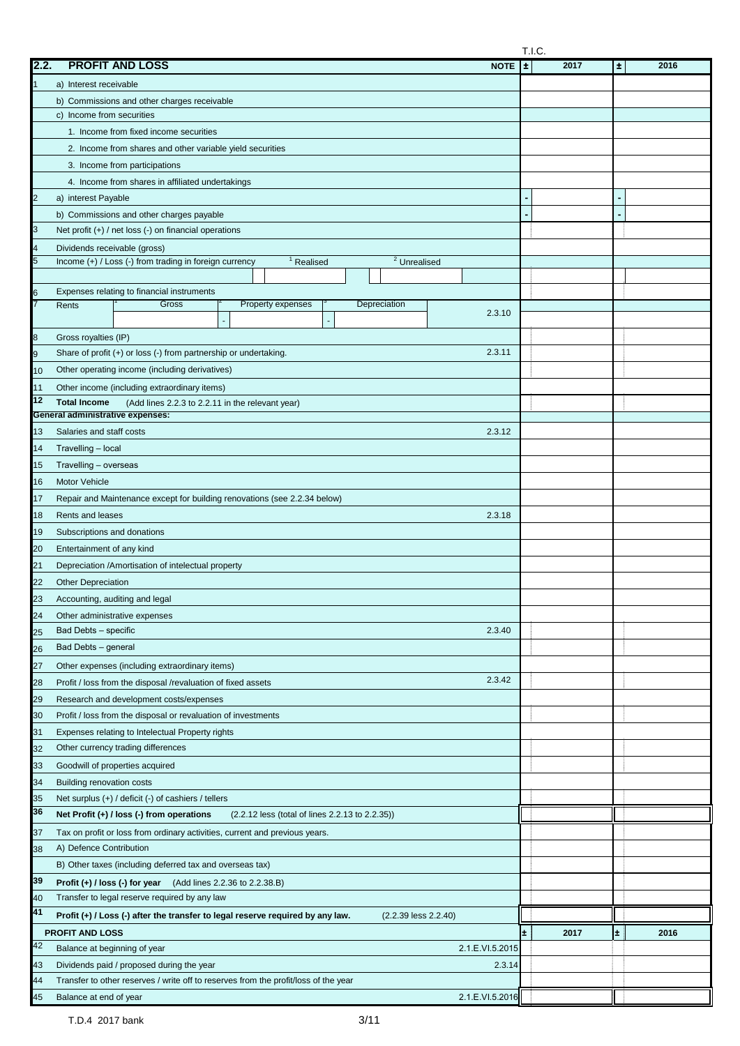T.I.C.

| 2.2. | PROFIT AND LOSS | NOTE | ± | 2017 | ± | 2016 |
|---|---|---|---|---|---|---|
| 1 | a) Interest receivable | | | | | |
| | b) Commissions and other charges receivable | | | | | |
| | c) Income from securities | | | | | |
| | 1. Income from fixed income securities | | | | | |
| | 2. Income from shares and other variable yield securities | | | | | |
| | 3. Income from participations | | | | | |
| | 4. Income from shares in affiliated undertakings | | | | | |
| 2 | a) interest Payable | | - | | - | |
| | b) Commissions and other charges payable | | - | | - | |
| 3 | Net profit (+) / net loss (-) on financial operations | | | | | |
| 4 | Dividends receivable (gross) | | | | | |
| 5 | Income (+) / Loss (-) from trading in foreign currency [1] Realised [2] Unrealised | | | | | |
| 6 | Expenses relating to financial instruments | | | | | |
| 7 | Rents [1] Gross [2] Property expenses - [3] Depreciation - | 2.3.10 | | | | |
| 8 | Gross royalties (IP) | | | | | |
| 9 | Share of profit (+) or loss (-) from partnership or undertaking. | 2.3.11 | | | | |
| 10 | Other operating income (including derivatives) | | | | | |
| 11 | Other income (including extraordinary items) | | | | | |
| 12 | **Total Income** (Add lines 2.2.3 to 2.2.11 in the relevant year) | | | | | |
| | **General administrative expenses:** | | | | | |
| 13 | Salaries and staff costs | 2.3.12 | | | | |
| 14 | Travelling – local | | | | | |
| 15 | Travelling – overseas | | | | | |
| 16 | Motor Vehicle | | | | | |
| 17 | Repair and Maintenance except for building renovations (see 2.2.34 below) | | | | | |
| 18 | Rents and leases | 2.3.18 | | | | |
| 19 | Subscriptions and donations | | | | | |
| 20 | Entertainment of any kind | | | | | |
| 21 | Depreciation /Amortisation of intelectual property | | | | | |
| 22 | Other Depreciation | | | | | |
| 23 | Accounting, auditing and legal | | | | | |
| 24 | Other administrative expenses | | | | | |
| 25 | Bad Debts – specific | 2.3.40 | | | | |
| 26 | Bad Debts – general | | | | | |
| 27 | Other expenses (including extraordinary items) | | | | | |
| 28 | Profit / loss from the disposal /revaluation of fixed assets | 2.3.42 | | | | |
| 29 | Research and development costs/expenses | | | | | |
| 30 | Profit / loss from the disposal or revaluation of investments | | | | | |
| 31 | Expenses relating to Intelectual Property rights | | | | | |
| 32 | Other currency trading differences | | | | | |
| 33 | Goodwill of properties acquired | | | | | |
| 34 | Building renovation costs | | | | | |
| 35 | Net surplus (+) / deficit (-) of cashiers / tellers | | | | | |
| 36 | **Net Profit (+) / loss (-) from operations** (2.2.12 less (total of lines 2.2.13 to 2.2.35)) | | | | | |
| 37 | Tax on profit or loss from ordinary activities, current and previous years. | | | | | |
| 38 | A) Defence Contribution | | | | | |
| | B) Other taxes (including deferred tax and overseas tax) | | | | | |
| 39 | **Profit (+) / loss (-) for year** (Add lines 2.2.36 to 2.2.38.B) | | | | | |
| 40 | Transfer to legal reserve required by any law | | | | | |
| 41 | **Profit (+) / Loss (-) after the transfer to legal reserve required by any law.** (2.2.39 less 2.2.40) | | | | | |

| | PROFIT AND LOSS | | ± | 2017 | ± | 2016 |
|---|---|---|---|---|---|---|
| 42 | Balance at beginning of year | 2.1.E.VI.5.2015 | | | | |
| 43 | Dividends paid / proposed during the year | 2.3.14 | | | | |
| 44 | Transfer to other reserves / write off to reserves from the profit/loss of the year | | | | | |
| 45 | Balance at end of year | 2.1.E.VI.5.2016 | | | | |

T.D.4 2017 bank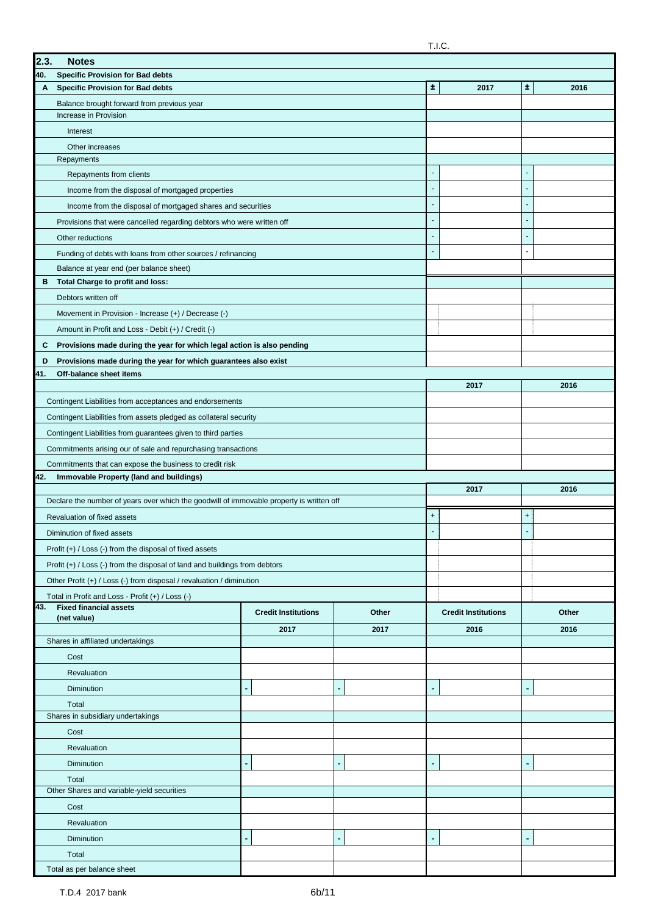T.I.C.

## 2.3. Notes

### 40. Specific Provision for Bad debts

| A | Specific Provision for Bad debts | ± | 2017 | ± | 2016 |
|---|---|---|---|---|---|
| | Balance brought forward from previous year | | | | |
| | Increase in Provision | | | | |
| | Interest | | | | |
| | Other increases | | | | |
| | Repayments | | | | |
| | Repayments from clients | - | | - | |
| | Income from the disposal of mortgaged properties | - | | - | |
| | Income from the disposal of mortgaged shares and securities | - | | - | |
| | Provisions that were cancelled regarding debtors who were written off | - | | - | |
| | Other reductions | - | | - | |
| | Funding of debts with loans from other sources / refinancing | - | | - | |
| | Balance at year end (per balance sheet) | | | | |
| **B** | **Total Charge to profit and loss:** | | | | |
| | Debtors written off | | | | |
| | Movement in Provision - Increase (+) / Decrease (-) | | | | |
| | Amount in Profit and Loss - Debit (+) / Credit (-) | | | | |
| **C** | **Provisions made during the year for which legal action is also pending** | | | | |
| **D** | **Provisions made during the year for which guarantees also exist** | | | | |

### 41. Off-balance sheet items

| | 2017 | 2016 |
|---|---|---|
| Contingent Liabilities from acceptances and endorsements | | |
| Contingent Liabilities from assets pledged as collateral security | | |
| Contingent Liabilities from guarantees given to third parties | | |
| Commitments arising our of sale and repurchasing transactions | | |
| Commitments that can expose the business to credit risk | | |

### 42. Immovable Property (land and buildings)

| | | 2017 | | 2016 |
|---|---|---|---|---|
| Declare the number of years over which the goodwill of immovable property is written off | | | | |
| Revaluation of fixed assets | + | | + | |
| Diminution of fixed assets | - | | - | |
| Profit (+) / Loss (-) from the disposal of fixed assets | | | | |
| Profit (+) / Loss (-) from the disposal of land and buildings from debtors | | | | |
| Other Profit (+) / Loss (-) from disposal / revaluation / diminution | | | | |
| Total in Profit and Loss - Profit (+) / Loss (-) | | | | |

### 43. Fixed financial assets (net value)

| | Credit Institutions | Other | Credit Institutions | Other |
|---|---|---|---|---|
| | 2017 | 2017 | 2016 | 2016 |
| Shares in affiliated undertakings | | | | |
| Cost | | | | |
| Revaluation | | | | |
| Diminution | - | - | - | - |
| Total | | | | |
| Shares in subsidiary undertakings | | | | |
| Cost | | | | |
| Revaluation | | | | |
| Diminution | - | - | - | - |
| Total | | | | |
| Other Shares and variable-yield securities | | | | |
| Cost | | | | |
| Revaluation | | | | |
| Diminution | - | - | - | - |
| Total | | | | |
| Total as per balance sheet | | | | |

T.D.4 2017 bank